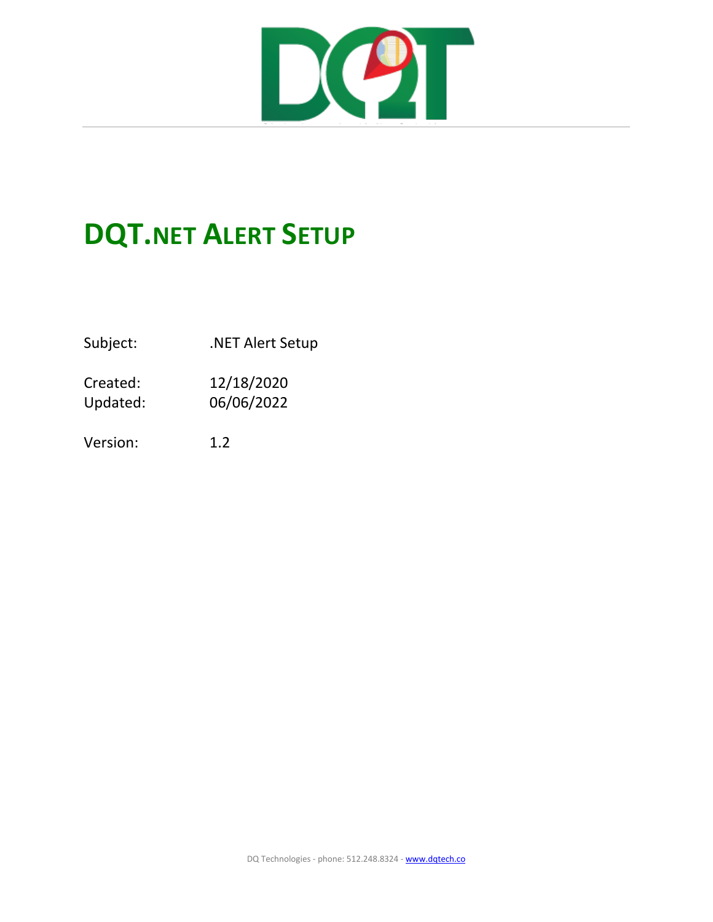# DQT.NET ALERT SETUP

Subject: .NET Alert Setup

Created: 12/18/2020
Updated: 06/06/2022

Version: 1.2

DQ Technologies - phone: 512.248.8324 - www.dqtech.co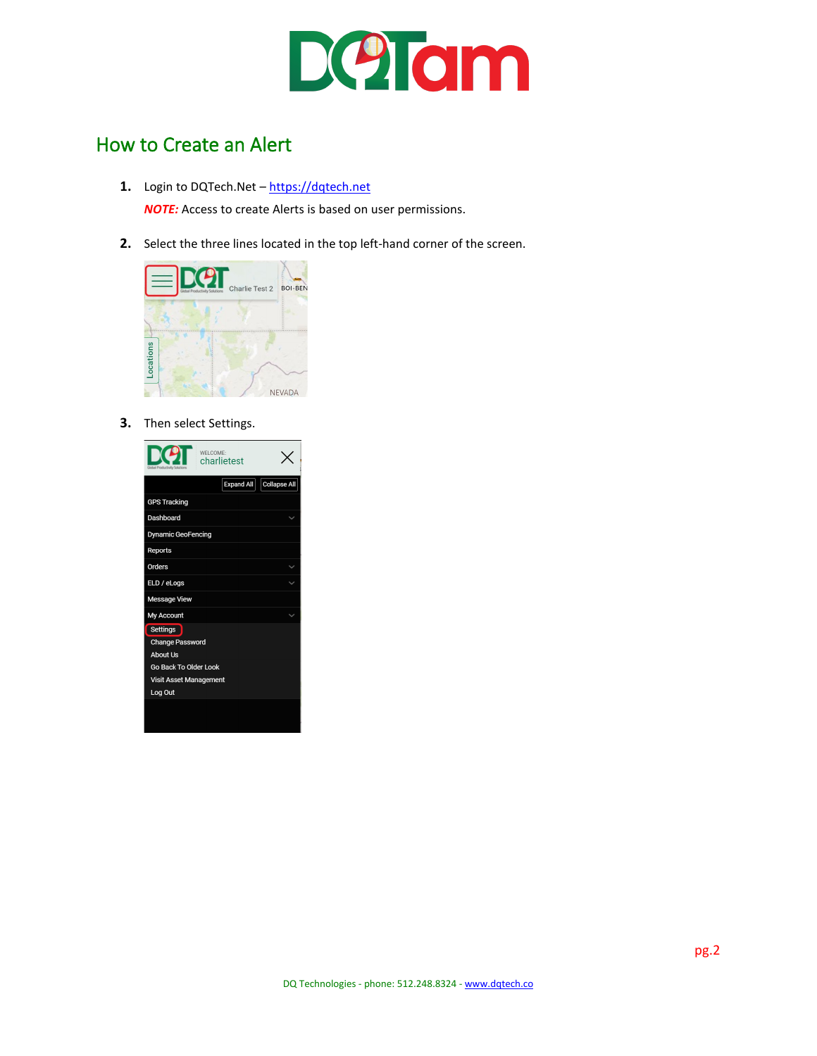## How to Create an Alert

1. Login to DQTech.Net – [https://dqtech.net](https://dqtech.net)

   ***NOTE:*** Access to create Alerts is based on user permissions.

2. Select the three lines located in the top left-hand corner of the screen.

3. Then select Settings.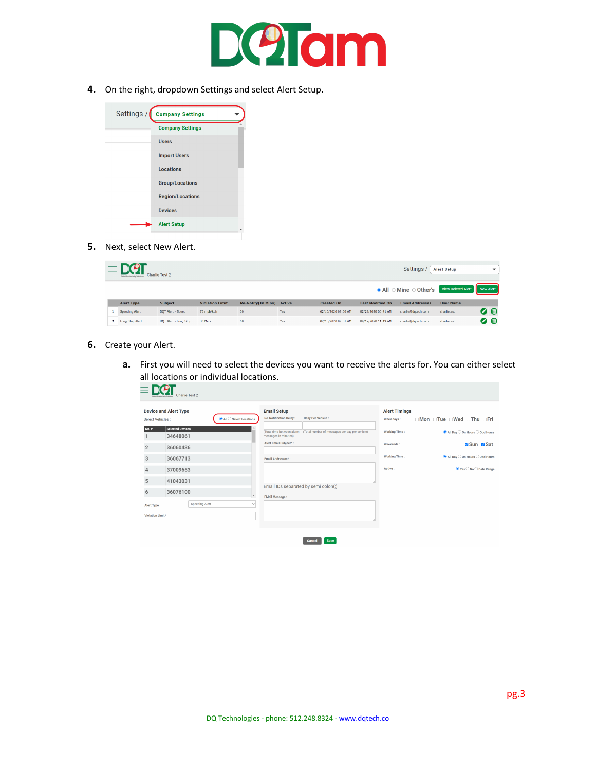4. On the right, dropdown Settings and select Alert Setup.

5. Next, select New Alert.

6. Create your Alert.

   a. First you will need to select the devices you want to receive the alerts for. You can either select all locations or individual locations.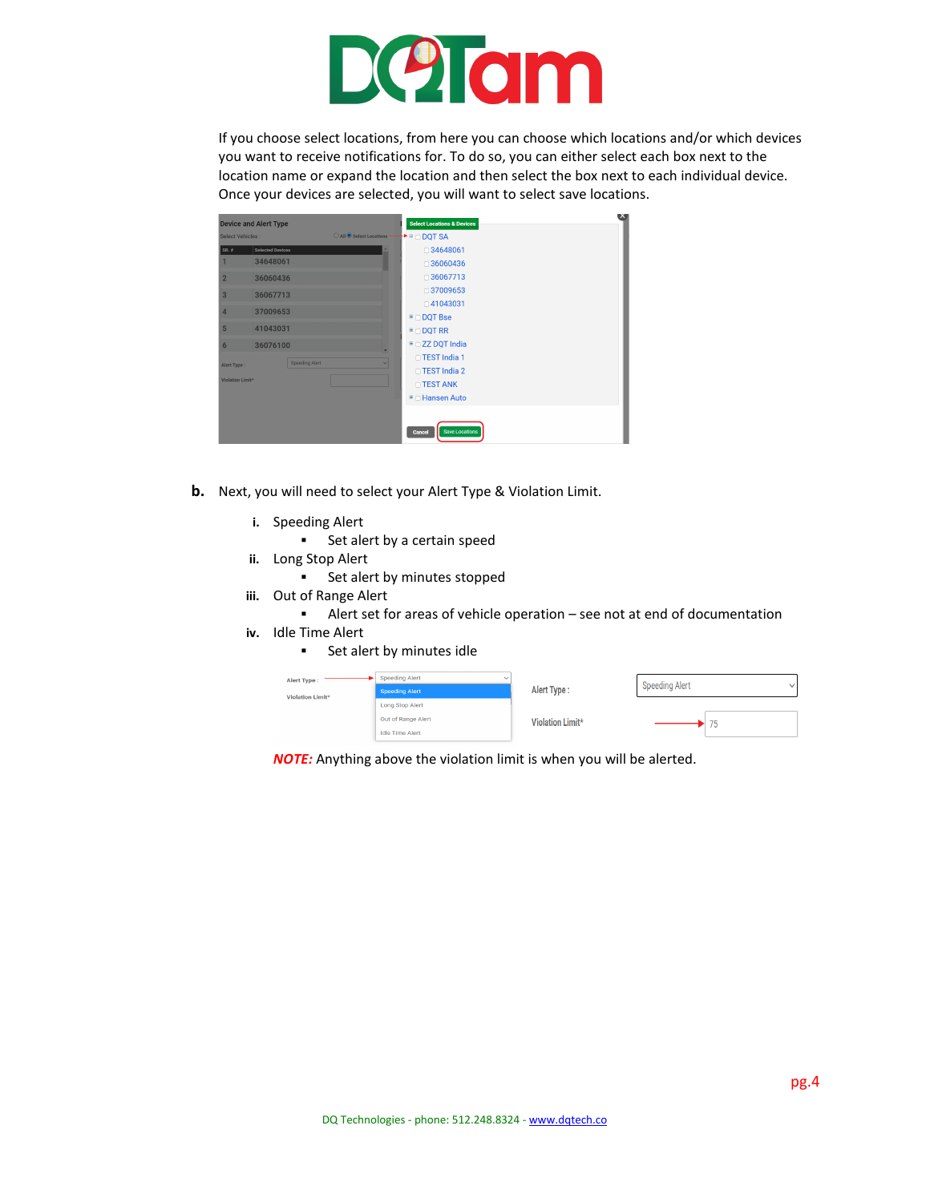If you choose select locations, from here you can choose which locations and/or which devices you want to receive notifications for. To do so, you can either select each box next to the location name or expand the location and then select the box next to each individual device. Once your devices are selected, you will want to select save locations.

**b.** Next, you will need to select your Alert Type & Violation Limit.

- **i.** Speeding Alert
  - Set alert by a certain speed
- **ii.** Long Stop Alert
  - Set alert by minutes stopped
- **iii.** Out of Range Alert
  - Alert set for areas of vehicle operation – see not at end of documentation
- **iv.** Idle Time Alert
  - Set alert by minutes idle

***NOTE:*** Anything above the violation limit is when you will be alerted.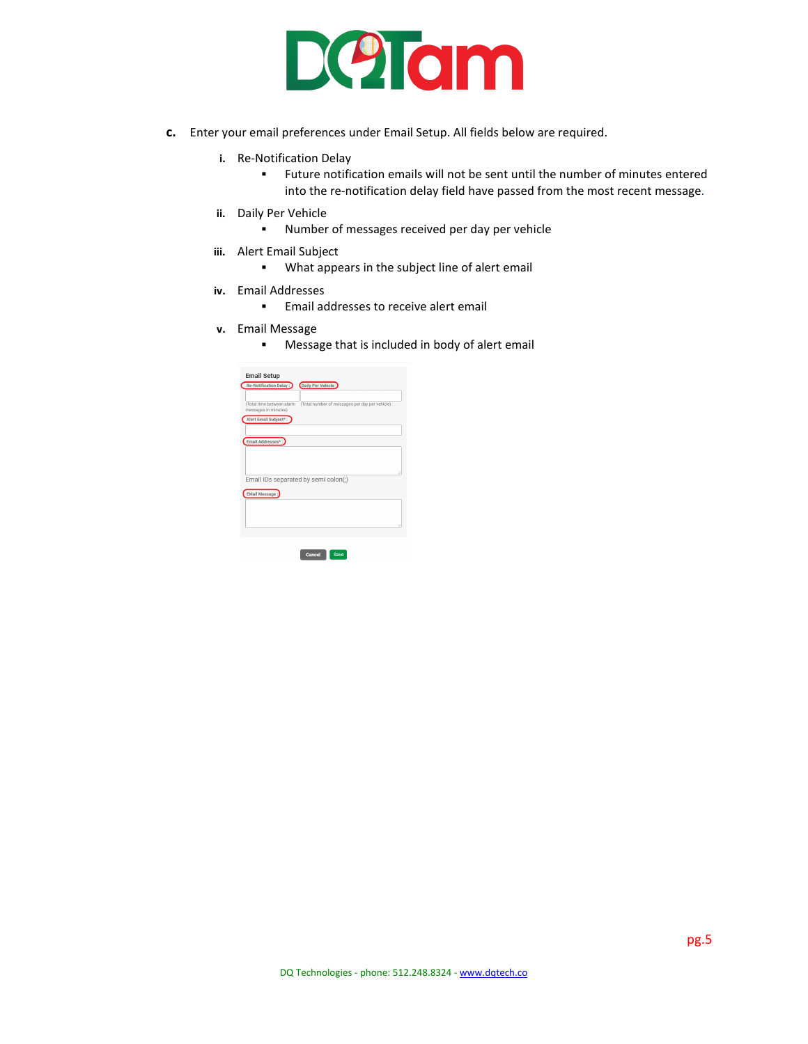c. Enter your email preferences under Email Setup. All fields below are required.

   i. Re-Notification Delay
      - Future notification emails will not be sent until the number of minutes entered into the re-notification delay field have passed from the most recent message.

   ii. Daily Per Vehicle
      - Number of messages received per day per vehicle

   iii. Alert Email Subject
      - What appears in the subject line of alert email

   iv. Email Addresses
      - Email addresses to receive alert email

   v. Email Message
      - Message that is included in body of alert email

Email Setup

Re-Notification Delay : | Daily Per Vehicle :

(Total time between alarm messages in minutes) | (Total number of messages per day per vehicle)

Alert Email Subject* :

Email Addresses* :

Email IDs separated by semi colon(;)

EMail Message :

Cancel | Save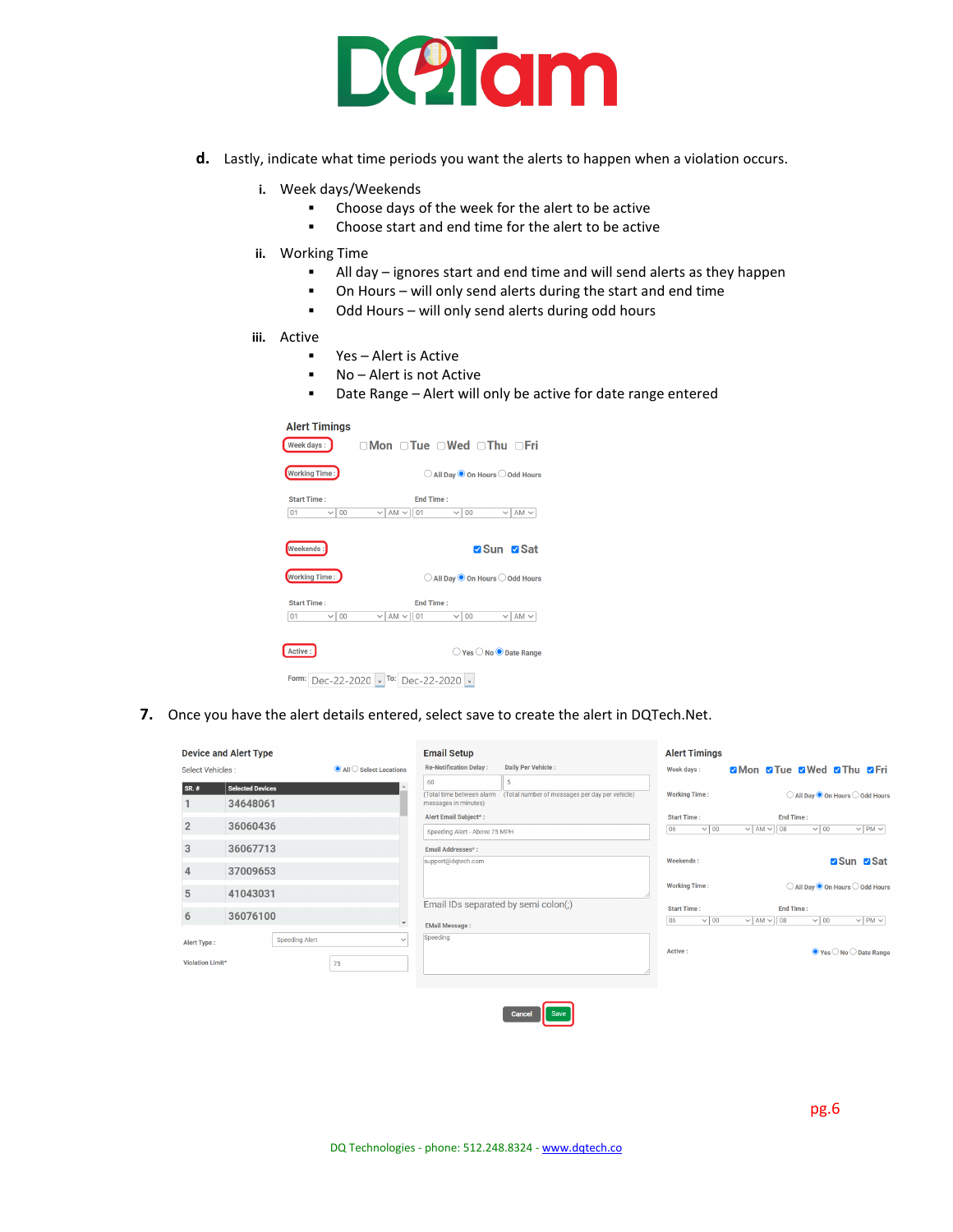d. Lastly, indicate what time periods you want the alerts to happen when a violation occurs.

   i. Week days/Weekends
      - Choose days of the week for the alert to be active
      - Choose start and end time for the alert to be active

   ii. Working Time
      - All day – ignores start and end time and will send alerts as they happen
      - On Hours – will only send alerts during the start and end time
      - Odd Hours – will only send alerts during odd hours

   iii. Active
      - Yes – Alert is Active
      - No – Alert is not Active
      - Date Range – Alert will only be active for date range entered

7. Once you have the alert details entered, select save to create the alert in DQTech.Net.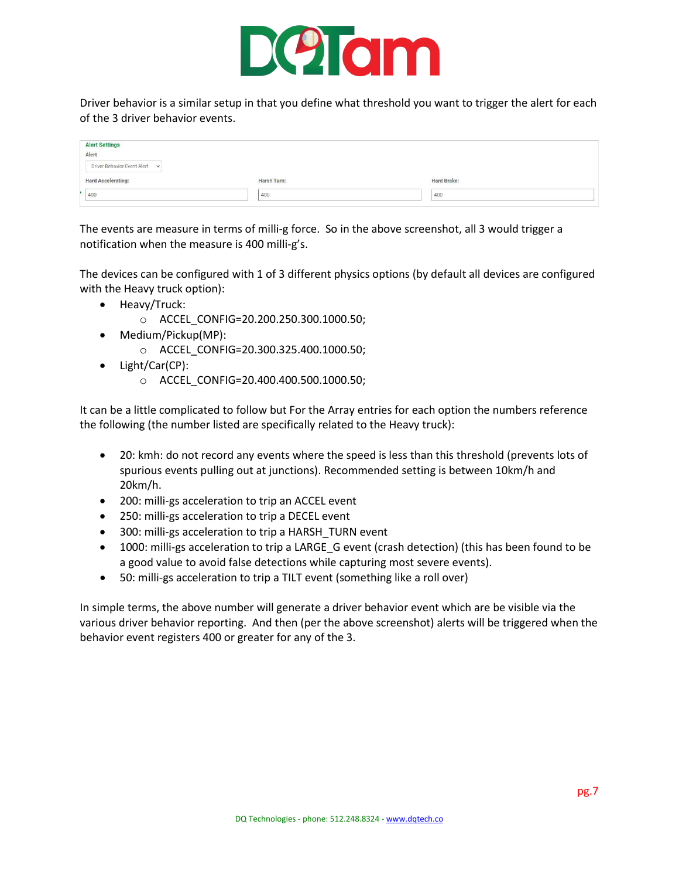Driver behavior is a similar setup in that you define what threshold you want to trigger the alert for each of the 3 driver behavior events.

**Alert Settings**

Alert

Driver Behavior Event Alert

| Hard Accelerating: | Harsh Turn: | Hard Brake: |
|---|---|---|
| 400 | 400 | 400 |

The events are measure in terms of milli-g force. So in the above screenshot, all 3 would trigger a notification when the measure is 400 milli-g's.

The devices can be configured with 1 of 3 different physics options (by default all devices are configured with the Heavy truck option):

- Heavy/Truck:
  - ACCEL_CONFIG=20.200.250.300.1000.50;
- Medium/Pickup(MP):
  - ACCEL_CONFIG=20.300.325.400.1000.50;
- Light/Car(CP):
  - ACCEL_CONFIG=20.400.400.500.1000.50;

It can be a little complicated to follow but For the Array entries for each option the numbers reference the following (the number listed are specifically related to the Heavy truck):

- 20: kmh: do not record any events where the speed is less than this threshold (prevents lots of spurious events pulling out at junctions). Recommended setting is between 10km/h and 20km/h.
- 200: milli-gs acceleration to trip an ACCEL event
- 250: milli-gs acceleration to trip a DECEL event
- 300: milli-gs acceleration to trip a HARSH_TURN event
- 1000: milli-gs acceleration to trip a LARGE_G event (crash detection) (this has been found to be a good value to avoid false detections while capturing most severe events).
- 50: milli-gs acceleration to trip a TILT event (something like a roll over)

In simple terms, the above number will generate a driver behavior event which are be visible via the various driver behavior reporting. And then (per the above screenshot) alerts will be triggered when the behavior event registers 400 or greater for any of the 3.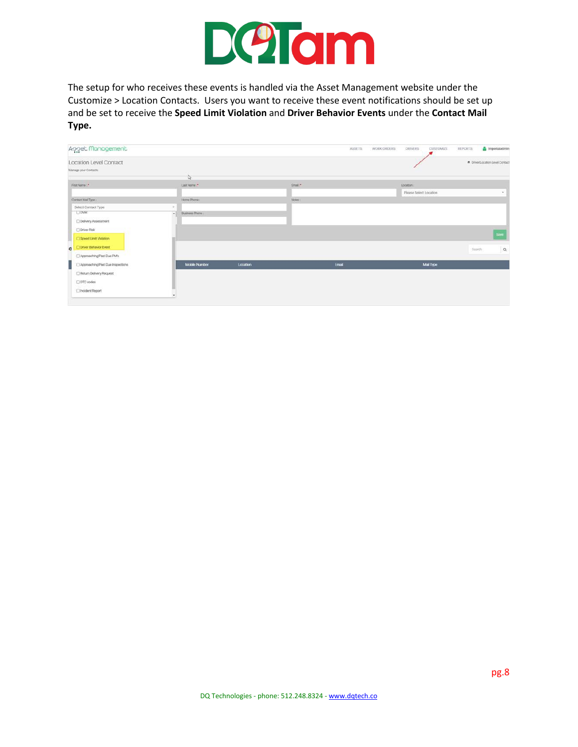The setup for who receives these events is handled via the Asset Management website under the Customize > Location Contacts. Users you want to receive these event notifications should be set up and be set to receive the **Speed Limit Violation** and **Driver Behavior Events** under the **Contact Mail Type.**